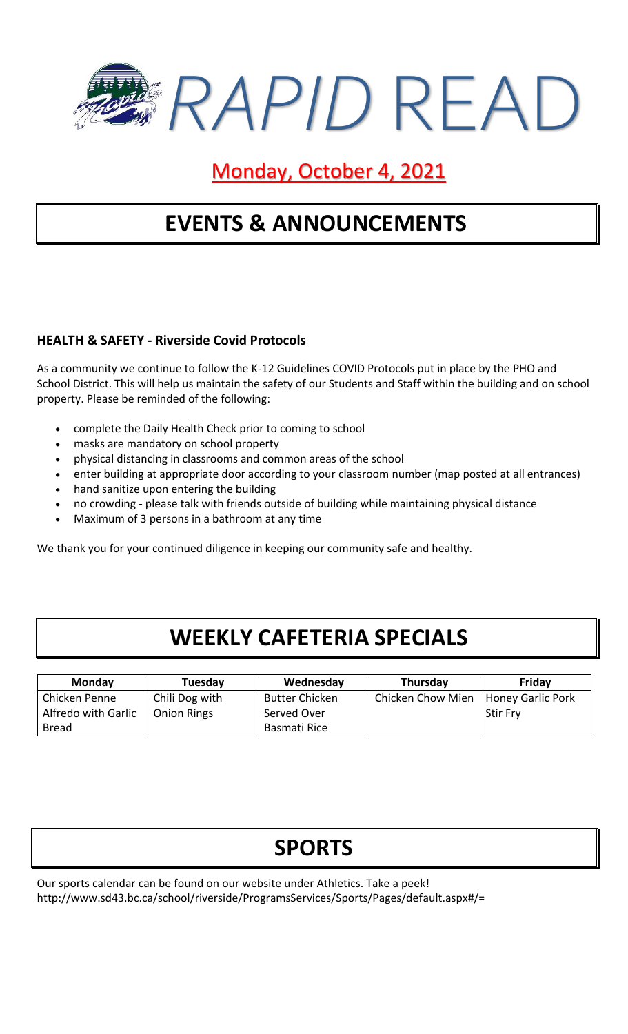# *RAPID* READ

## Monday, October 4, 2021

## EVENTS & ANNOUNCEMENTS

**HEALTH & SAFETY - Riverside Covid Protocols**

As a community we continue to follow the K-12 Guidelines COVID Protocols put in place by the PHO and School District. This will help us maintain the safety of our Students and Staff within the building and on school property. Please be reminded of the following:

- complete the Daily Health Check prior to coming to school
- masks are mandatory on school property
- physical distancing in classrooms and common areas of the school
- enter building at appropriate door according to your classroom number (map posted at all entrances)
- hand sanitize upon entering the building
- no crowding - please talk with friends outside of building while maintaining physical distance
- Maximum of 3 persons in a bathroom at any time

We thank you for your continued diligence in keeping our community safe and healthy.

## WEEKLY CAFETERIA SPECIALS

| Monday | Tuesday | Wednesday | Thursday | Friday |
|---|---|---|---|---|
| Chicken Penne Alfredo with Garlic Bread | Chili Dog with Onion Rings | Butter Chicken Served Over Basmati Rice | Chicken Chow Mien | Honey Garlic Pork Stir Fry |

## SPORTS

Our sports calendar can be found on our website under Athletics. Take a peek!
http://www.sd43.bc.ca/school/riverside/ProgramsServices/Sports/Pages/default.aspx#/=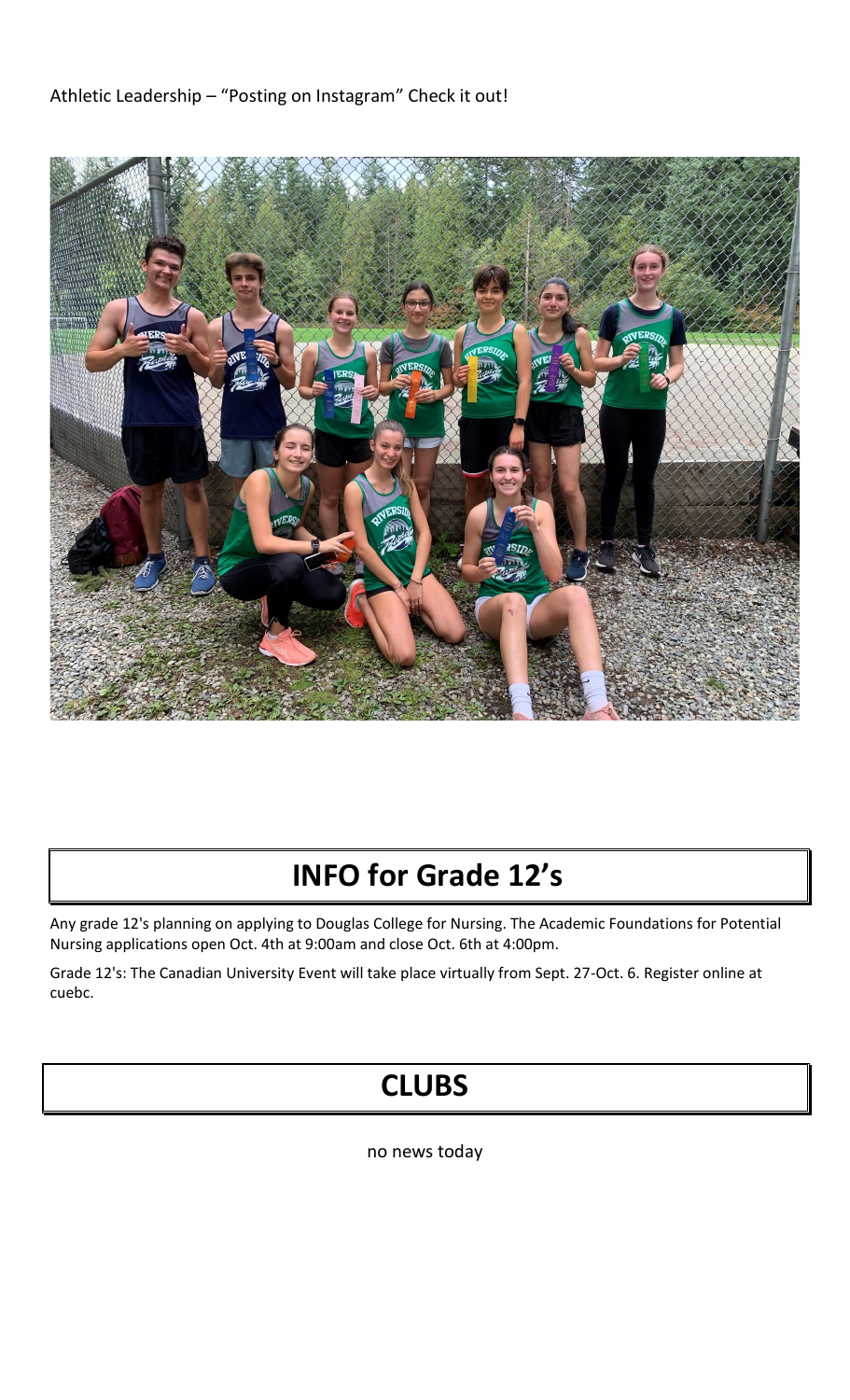Athletic Leadership – "Posting on Instagram" Check it out!

# INFO for Grade 12's

Any grade 12's planning on applying to Douglas College for Nursing. The Academic Foundations for Potential Nursing applications open Oct. 4th at 9:00am and close Oct. 6th at 4:00pm.

Grade 12's: The Canadian University Event will take place virtually from Sept. 27-Oct. 6. Register online at cuebc.

# CLUBS

no news today